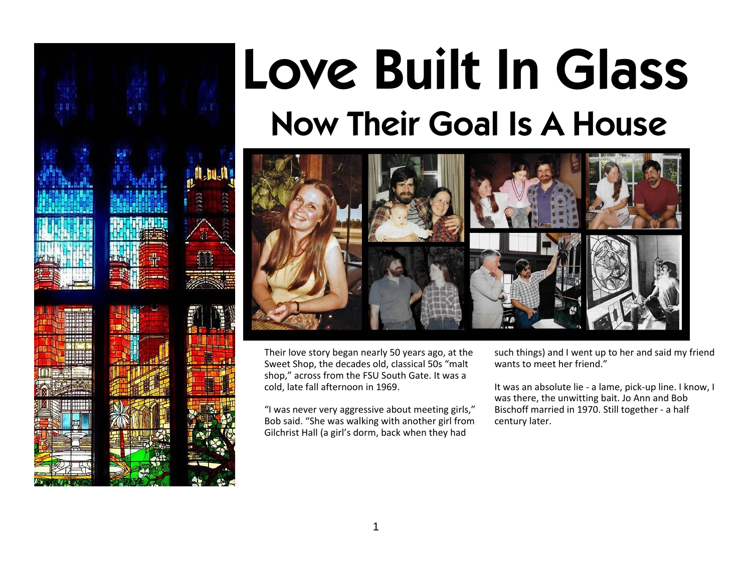# Love Built In Glass

## Now Their Goal Is A House

Their love story began nearly 50 years ago, at the Sweet Shop, the decades old, classical 50s "malt shop," across from the FSU South Gate. It was a cold, late fall afternoon in 1969.

"I was never very aggressive about meeting girls," Bob said. "She was walking with another girl from Gilchrist Hall (a girl's dorm, back when they had such things) and I went up to her and said my friend wants to meet her friend."

It was an absolute lie - a lame, pick-up line. I know, I was there, the unwitting bait. Jo Ann and Bob Bischoff married in 1970. Still together - a half century later.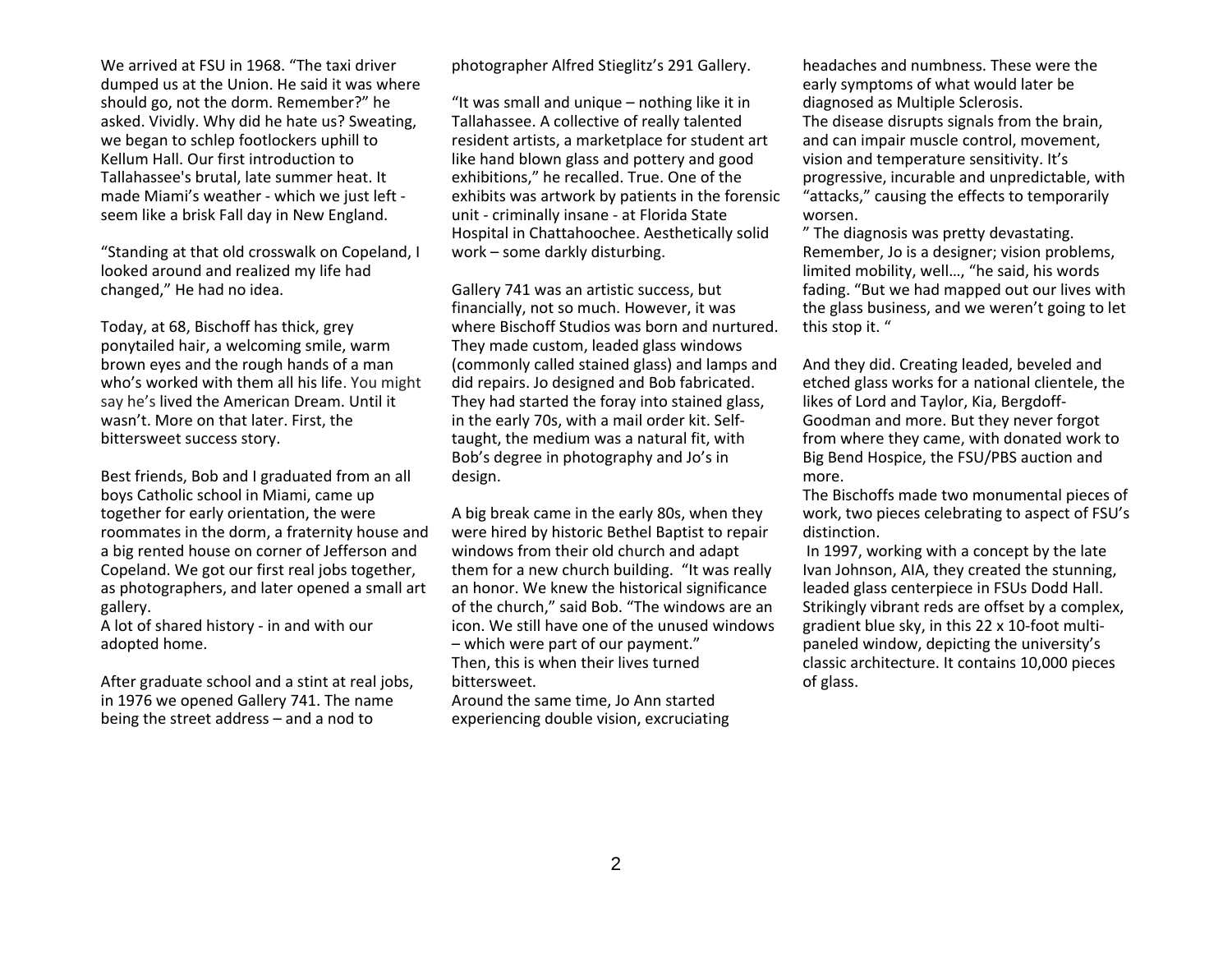We arrived at FSU in 1968. “The taxi driver dumped us at the Union. He said it was where should go, not the dorm. Remember?” he asked. Vividly. Why did he hate us? Sweating, we began to schlep footlockers uphill to Kellum Hall. Our first introduction to Tallahassee's brutal, late summer heat. It made Miami’s weather - which we just left - seem like a brisk Fall day in New England.

“Standing at that old crosswalk on Copeland, I looked around and realized my life had changed,” He had no idea.

Today, at 68, Bischoff has thick, grey ponytailed hair, a welcoming smile, warm brown eyes and the rough hands of a man who’s worked with them all his life. You might say he’s lived the American Dream. Until it wasn’t. More on that later. First, the bittersweet success story.

Best friends, Bob and I graduated from an all boys Catholic school in Miami, came up together for early orientation, the were roommates in the dorm, a fraternity house and a big rented house on corner of Jefferson and Copeland. We got our first real jobs together, as photographers, and later opened a small art gallery.
A lot of shared history - in and with our adopted home.

After graduate school and a stint at real jobs, in 1976 we opened Gallery 741. The name being the street address – and a nod to photographer Alfred Stieglitz’s 291 Gallery.

“It was small and unique – nothing like it in Tallahassee. A collective of really talented resident artists, a marketplace for student art like hand blown glass and pottery and good exhibitions,” he recalled. True. One of the exhibits was artwork by patients in the forensic unit - criminally insane - at Florida State Hospital in Chattahoochee. Aesthetically solid work – some darkly disturbing.

Gallery 741 was an artistic success, but financially, not so much. However, it was where Bischoff Studios was born and nurtured. They made custom, leaded glass windows (commonly called stained glass) and lamps and did repairs. Jo designed and Bob fabricated. They had started the foray into stained glass, in the early 70s, with a mail order kit. Self-taught, the medium was a natural fit, with Bob’s degree in photography and Jo’s in design.

A big break came in the early 80s, when they were hired by historic Bethel Baptist to repair windows from their old church and adapt them for a new church building. “It was really an honor. We knew the historical significance of the church,” said Bob. “The windows are an icon. We still have one of the unused windows – which were part of our payment.”
Then, this is when their lives turned bittersweet.
Around the same time, Jo Ann started experiencing double vision, excruciating headaches and numbness. These were the early symptoms of what would later be diagnosed as Multiple Sclerosis.
The disease disrupts signals from the brain, and can impair muscle control, movement, vision and temperature sensitivity. It’s progressive, incurable and unpredictable, with “attacks,” causing the effects to temporarily worsen.
” The diagnosis was pretty devastating. Remember, Jo is a designer; vision problems, limited mobility, well…, “he said, his words fading. “But we had mapped out our lives with the glass business, and we weren’t going to let this stop it. “

And they did. Creating leaded, beveled and etched glass works for a national clientele, the likes of Lord and Taylor, Kia, Bergdoff-Goodman and more. But they never forgot from where they came, with donated work to Big Bend Hospice, the FSU/PBS auction and more.
The Bischoffs made two monumental pieces of work, two pieces celebrating to aspect of FSU’s distinction.
In 1997, working with a concept by the late Ivan Johnson, AIA, they created the stunning, leaded glass centerpiece in FSUs Dodd Hall. Strikingly vibrant reds are offset by a complex, gradient blue sky, in this 22 x 10-foot multi-paneled window, depicting the university’s classic architecture. It contains 10,000 pieces of glass.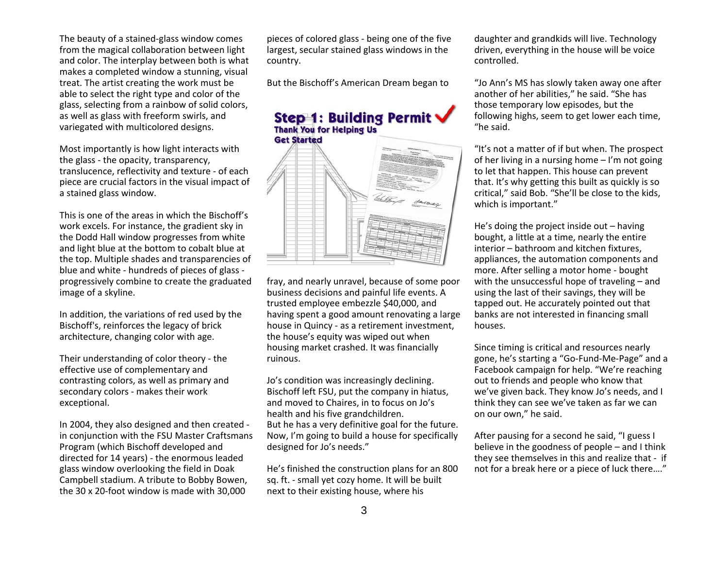The beauty of a stained-glass window comes from the magical collaboration between light and color. The interplay between both is what makes a completed window a stunning, visual treat. The artist creating the work must be able to select the right type and color of the glass, selecting from a rainbow of solid colors, as well as glass with freeform swirls, and variegated with multicolored designs.

Most importantly is how light interacts with the glass - the opacity, transparency, translucence, reflectivity and texture - of each piece are crucial factors in the visual impact of a stained glass window.

This is one of the areas in which the Bischoff's work excels. For instance, the gradient sky in the Dodd Hall window progresses from white and light blue at the bottom to cobalt blue at the top. Multiple shades and transparencies of blue and white - hundreds of pieces of glass - progressively combine to create the graduated image of a skyline.

In addition, the variations of red used by the Bischoff's, reinforces the legacy of brick architecture, changing color with age.

Their understanding of color theory - the effective use of complementary and contrasting colors, as well as primary and secondary colors - makes their work exceptional.

In 2004, they also designed and then created - in conjunction with the FSU Master Craftsmans Program (which Bischoff developed and directed for 14 years) - the enormous leaded glass window overlooking the field in Doak Campbell stadium. A tribute to Bobby Bowen, the 30 x 20-foot window is made with 30,000 pieces of colored glass - being one of the five largest, secular stained glass windows in the country.

But the Bischoff's American Dream began to fray, and nearly unravel, because of some poor business decisions and painful life events. A trusted employee embezzle $40,000, and having spent a good amount renovating a large house in Quincy - as a retirement investment, the house's equity was wiped out when housing market crashed. It was financially ruinous.

**Step 1: Building Permit**
**Thank You for Helping Us Get Started**

Jo's condition was increasingly declining. Bischoff left FSU, put the company in hiatus, and moved to Chaires, in to focus on Jo's health and his five grandchildren.
But he has a very definitive goal for the future. Now, I'm going to build a house for specifically designed for Jo's needs."

He's finished the construction plans for an 800 sq. ft. - small yet cozy home. It will be built next to their existing house, where his daughter and grandkids will live. Technology driven, everything in the house will be voice controlled.

"Jo Ann's MS has slowly taken away one after another of her abilities," he said. "She has those temporary low episodes, but the following highs, seem to get lower each time, "he said.

"It's not a matter of if but when. The prospect of her living in a nursing home – I'm not going to let that happen. This house can prevent that. It's why getting this built as quickly is so critical," said Bob. "She'll be close to the kids, which is important."

He's doing the project inside out – having bought, a little at a time, nearly the entire interior – bathroom and kitchen fixtures, appliances, the automation components and more. After selling a motor home - bought with the unsuccessful hope of traveling – and using the last of their savings, they will be tapped out. He accurately pointed out that banks are not interested in financing small houses.

Since timing is critical and resources nearly gone, he's starting a "Go-Fund-Me-Page" and a Facebook campaign for help. "We're reaching out to friends and people who know that we've given back. They know Jo's needs, and I think they can see we've taken as far we can on our own," he said.

After pausing for a second he said, "I guess I believe in the goodness of people – and I think they see themselves in this and realize that - if not for a break here or a piece of luck there…."